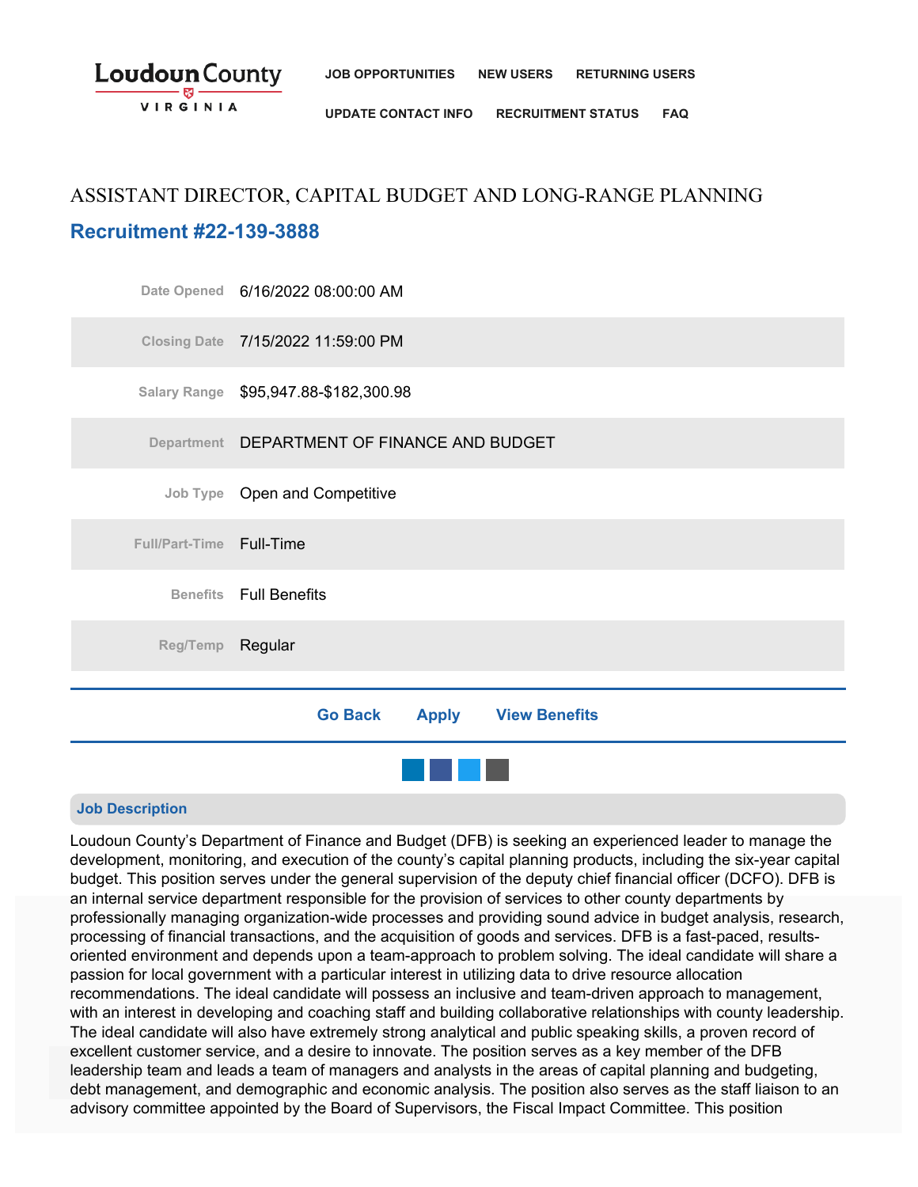Loudoun County VIRGINIA

JOB OPPORTUNITIES | NEW USERS | RETURNING USERS | UPDATE CONTACT INFO | RECRUITMENT STATUS | FAQ

# ASSISTANT DIRECTOR, CAPITAL BUDGET AND LONG-RANGE PLANNING

## Recruitment #22-139-3888

| | |
|---|---|
| Date Opened | 6/16/2022 08:00:00 AM |
| Closing Date | 7/15/2022 11:59:00 PM |
| Salary Range | $95,947.88-$182,300.98 |
| Department | DEPARTMENT OF FINANCE AND BUDGET |
| Job Type | Open and Competitive |
| Full/Part-Time | Full-Time |
| Benefits | Full Benefits |
| Reg/Temp | Regular |

Go Back | Apply | View Benefits

### Job Description

Loudoun County's Department of Finance and Budget (DFB) is seeking an experienced leader to manage the development, monitoring, and execution of the county's capital planning products, including the six-year capital budget. This position serves under the general supervision of the deputy chief financial officer (DCFO). DFB is an internal service department responsible for the provision of services to other county departments by professionally managing organization-wide processes and providing sound advice in budget analysis, research, processing of financial transactions, and the acquisition of goods and services. DFB is a fast-paced, results-oriented environment and depends upon a team-approach to problem solving. The ideal candidate will share a passion for local government with a particular interest in utilizing data to drive resource allocation recommendations. The ideal candidate will possess an inclusive and team-driven approach to management, with an interest in developing and coaching staff and building collaborative relationships with county leadership. The ideal candidate will also have extremely strong analytical and public speaking skills, a proven record of excellent customer service, and a desire to innovate. The position serves as a key member of the DFB leadership team and leads a team of managers and analysts in the areas of capital planning and budgeting, debt management, and demographic and economic analysis. The position also serves as the staff liaison to an advisory committee appointed by the Board of Supervisors, the Fiscal Impact Committee. This position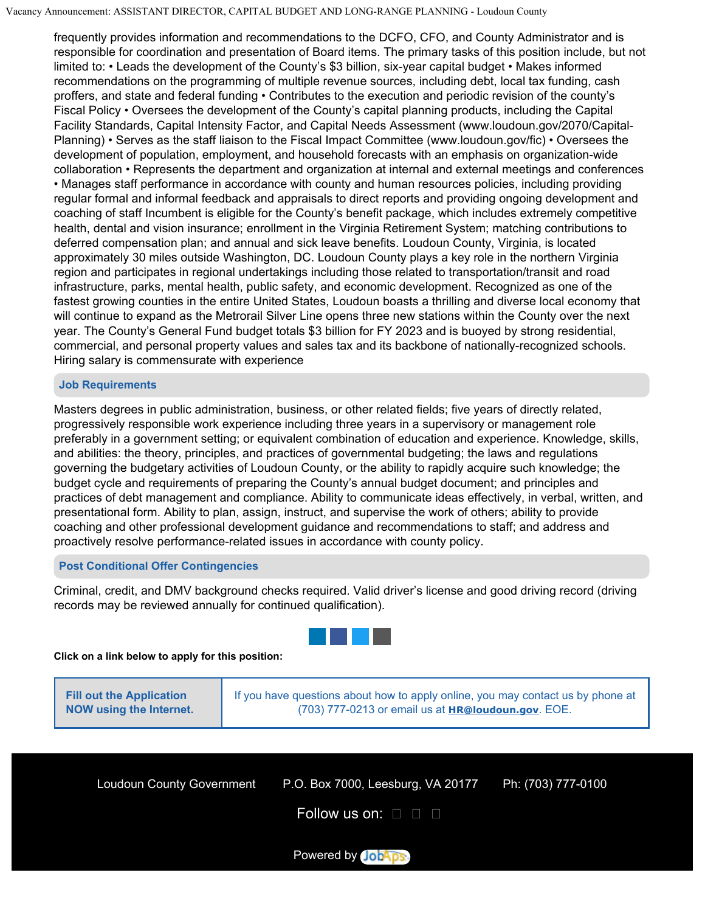frequently provides information and recommendations to the DCFO, CFO, and County Administrator and is responsible for coordination and presentation of Board items. The primary tasks of this position include, but not limited to: • Leads the development of the County's $3 billion, six-year capital budget • Makes informed recommendations on the programming of multiple revenue sources, including debt, local tax funding, cash proffers, and state and federal funding • Contributes to the execution and periodic revision of the county's Fiscal Policy • Oversees the development of the County's capital planning products, including the Capital Facility Standards, Capital Intensity Factor, and Capital Needs Assessment (www.loudoun.gov/2070/Capital-Planning) • Serves as the staff liaison to the Fiscal Impact Committee (www.loudoun.gov/fic) • Oversees the development of population, employment, and household forecasts with an emphasis on organization-wide collaboration • Represents the department and organization at internal and external meetings and conferences • Manages staff performance in accordance with county and human resources policies, including providing regular formal and informal feedback and appraisals to direct reports and providing ongoing development and coaching of staff Incumbent is eligible for the County's benefit package, which includes extremely competitive health, dental and vision insurance; enrollment in the Virginia Retirement System; matching contributions to deferred compensation plan; and annual and sick leave benefits. Loudoun County, Virginia, is located approximately 30 miles outside Washington, DC. Loudoun County plays a key role in the northern Virginia region and participates in regional undertakings including those related to transportation/transit and road infrastructure, parks, mental health, public safety, and economic development. Recognized as one of the fastest growing counties in the entire United States, Loudoun boasts a thrilling and diverse local economy that will continue to expand as the Metrorail Silver Line opens three new stations within the County over the next year. The County's General Fund budget totals $3 billion for FY 2023 and is buoyed by strong residential, commercial, and personal property values and sales tax and its backbone of nationally-recognized schools. Hiring salary is commensurate with experience

## Job Requirements

Masters degrees in public administration, business, or other related fields; five years of directly related, progressively responsible work experience including three years in a supervisory or management role preferably in a government setting; or equivalent combination of education and experience. Knowledge, skills, and abilities: the theory, principles, and practices of governmental budgeting; the laws and regulations governing the budgetary activities of Loudoun County, or the ability to rapidly acquire such knowledge; the budget cycle and requirements of preparing the County's annual budget document; and principles and practices of debt management and compliance. Ability to communicate ideas effectively, in verbal, written, and presentational form. Ability to plan, assign, instruct, and supervise the work of others; ability to provide coaching and other professional development guidance and recommendations to staff; and address and proactively resolve performance-related issues in accordance with county policy.

## Post Conditional Offer Contingencies

Criminal, credit, and DMV background checks required. Valid driver's license and good driving record (driving records may be reviewed annually for continued qualification).

**Click on a link below to apply for this position:**

| | |
|---|---|
| **Fill out the Application NOW using the Internet.** | If you have questions about how to apply online, you may contact us by phone at (703) 777-0213 or email us at **HR@loudoun.gov**. EOE. |

Loudoun County Government P.O. Box 7000, Leesburg, VA 20177 Ph: (703) 777-0100

Follow us on:

Powered by JobAps